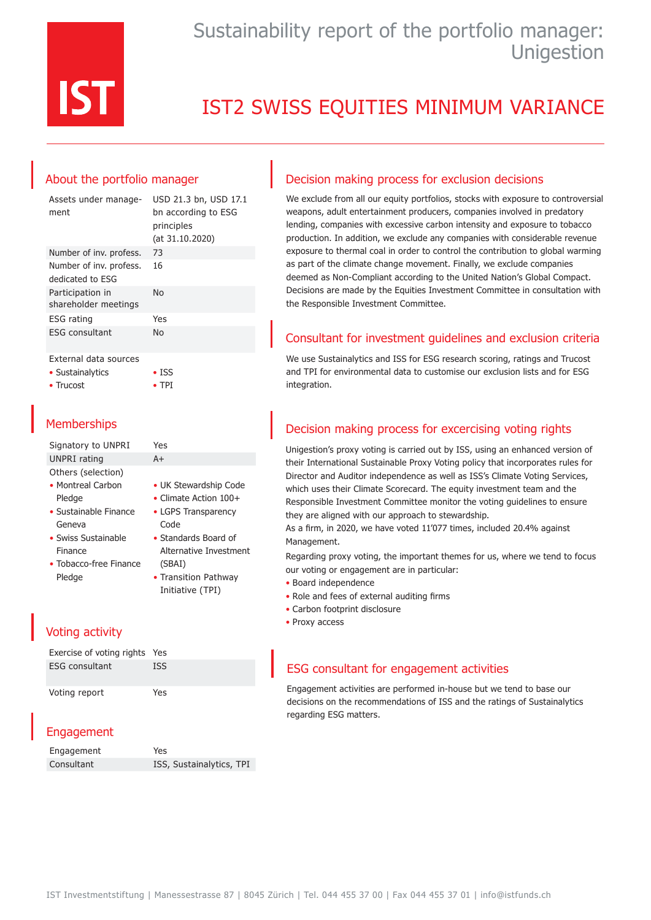IST

# Sustainability report of the portfolio manager: Unigestion

# IST2 SWISS EQUITIES MINIMUM VARIANCE

## About the portfolio manager

| | |
|---|---|
| Assets under management | USD 21.3 bn, USD 17.1 bn according to ESG principles (at 31.10.2020) |
| Number of inv. profess. | 73 |
| Number of inv. profess. dedicated to ESG | 16 |
| Participation in shareholder meetings | No |
| ESG rating | Yes |
| ESG consultant | No |

External data sources

- Sustainalytics
- ISS
- Trucost
- TPI

## Memberships

| | |
|---|---|
| Signatory to UNPRI | Yes |
| UNPRI rating | A+ |

Others (selection)

- Montreal Carbon Pledge
- UK Stewardship Code
- Sustainable Finance Geneva
- Climate Action 100+
- Swiss Sustainable Finance
- LGPS Transparency Code
- Tobacco-free Finance Pledge
- Standards Board of Alternative Investment (SBAI)
- Transition Pathway Initiative (TPI)

## Voting activity

| | |
|---|---|
| Exercise of voting rights | Yes |
| ESG consultant | ISS |
| Voting report | Yes |

## Engagement

| | |
|---|---|
| Engagement | Yes |
| Consultant | ISS, Sustainalytics, TPI |

## Decision making process for exclusion decisions

We exclude from all our equity portfolios, stocks with exposure to controversial weapons, adult entertainment producers, companies involved in predatory lending, companies with excessive carbon intensity and exposure to tobacco production. In addition, we exclude any companies with considerable revenue exposure to thermal coal in order to control the contribution to global warming as part of the climate change movement. Finally, we exclude companies deemed as Non-Compliant according to the United Nation's Global Compact. Decisions are made by the Equities Investment Committee in consultation with the Responsible Investment Committee.

## Consultant for investment guidelines and exclusion criteria

We use Sustainalytics and ISS for ESG research scoring, ratings and Trucost and TPI for environmental data to customise our exclusion lists and for ESG integration.

## Decision making process for excercising voting rights

Unigestion's proxy voting is carried out by ISS, using an enhanced version of their International Sustainable Proxy Voting policy that incorporates rules for Director and Auditor independence as well as ISS's Climate Voting Services, which uses their Climate Scorecard. The equity investment team and the Responsible Investment Committee monitor the voting guidelines to ensure they are aligned with our approach to stewardship.

As a firm, in 2020, we have voted 11'077 times, included 20.4% against Management.

Regarding proxy voting, the important themes for us, where we tend to focus our voting or engagement are in particular:

- Board independence
- Role and fees of external auditing firms
- Carbon footprint disclosure
- Proxy access

## ESG consultant for engagement activities

Engagement activities are performed in-house but we tend to base our decisions on the recommendations of ISS and the ratings of Sustainalytics regarding ESG matters.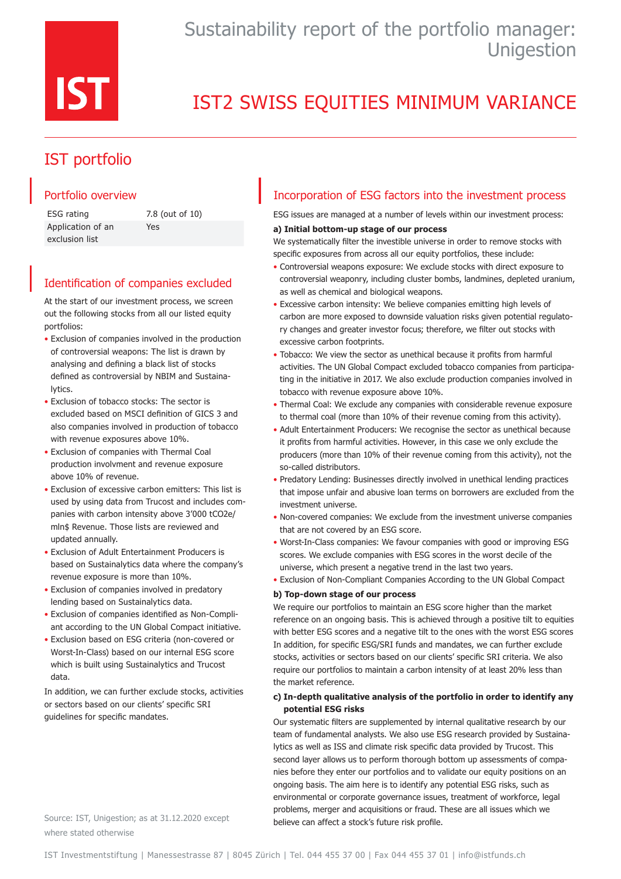# Sustainability report of the portfolio manager: Unigestion

# IST2 SWISS EQUITIES MINIMUM VARIANCE

## IST portfolio

### Portfolio overview

| | |
|---|---|
| ESG rating | 7.8 (out of 10) |
| Application of an exclusion list | Yes |

### Identification of companies excluded

At the start of our investment process, we screen out the following stocks from all our listed equity portfolios:

- Exclusion of companies involved in the production of controversial weapons: The list is drawn by analysing and defining a black list of stocks defined as controversial by NBIM and Sustainalytics.
- Exclusion of tobacco stocks: The sector is excluded based on MSCI definition of GICS 3 and also companies involved in production of tobacco with revenue exposures above 10%.
- Exclusion of companies with Thermal Coal production involvment and revenue exposure above 10% of revenue.
- Exclusion of excessive carbon emitters: This list is used by using data from Trucost and includes companies with carbon intensity above 3'000 tCO2e/mln$ Revenue. Those lists are reviewed and updated annually.
- Exclusion of Adult Entertainment Producers is based on Sustainalytics data where the company's revenue exposure is more than 10%.
- Exclusion of companies involved in predatory lending based on Sustainalytics data.
- Exclusion of companies identified as Non-Compliant according to the UN Global Compact initiative.
- Exclusion based on ESG criteria (non-covered or Worst-In-Class) based on our internal ESG score which is built using Sustainalytics and Trucost data.

In addition, we can further exclude stocks, activities or sectors based on our clients' specific SRI guidelines for specific mandates.

Source: IST, Unigestion; as at 31.12.2020 except where stated otherwise

### Incorporation of ESG factors into the investment process

ESG issues are managed at a number of levels within our investment process:

**a) Initial bottom-up stage of our process**

We systematically filter the investible universe in order to remove stocks with specific exposures from across all our equity portfolios, these include:

- Controversial weapons exposure: We exclude stocks with direct exposure to controversial weaponry, including cluster bombs, landmines, depleted uranium, as well as chemical and biological weapons.
- Excessive carbon intensity: We believe companies emitting high levels of carbon are more exposed to downside valuation risks given potential regulatory changes and greater investor focus; therefore, we filter out stocks with excessive carbon footprints.
- Tobacco: We view the sector as unethical because it profits from harmful activities. The UN Global Compact excluded tobacco companies from participating in the initiative in 2017. We also exclude production companies involved in tobacco with revenue exposure above 10%.
- Thermal Coal: We exclude any companies with considerable revenue exposure to thermal coal (more than 10% of their revenue coming from this activity).
- Adult Entertainment Producers: We recognise the sector as unethical because it profits from harmful activities. However, in this case we only exclude the producers (more than 10% of their revenue coming from this activity), not the so-called distributors.
- Predatory Lending: Businesses directly involved in unethical lending practices that impose unfair and abusive loan terms on borrowers are excluded from the investment universe.
- Non-covered companies: We exclude from the investment universe companies that are not covered by an ESG score.
- Worst-In-Class companies: We favour companies with good or improving ESG scores. We exclude companies with ESG scores in the worst decile of the universe, which present a negative trend in the last two years.
- Exclusion of Non-Compliant Companies According to the UN Global Compact

**b) Top-down stage of our process**

We require our portfolios to maintain an ESG score higher than the market reference on an ongoing basis. This is achieved through a positive tilt to equities with better ESG scores and a negative tilt to the ones with the worst ESG scores In addition, for specific ESG/SRI funds and mandates, we can further exclude stocks, activities or sectors based on our clients' specific SRI criteria. We also require our portfolios to maintain a carbon intensity of at least 20% less than the market reference.

**c) In-depth qualitative analysis of the portfolio in order to identify any potential ESG risks**

Our systematic filters are supplemented by internal qualitative research by our team of fundamental analysts. We also use ESG research provided by Sustainalytics as well as ISS and climate risk specific data provided by Trucost. This second layer allows us to perform thorough bottom up assessments of companies before they enter our portfolios and to validate our equity positions on an ongoing basis. The aim here is to identify any potential ESG risks, such as environmental or corporate governance issues, treatment of workforce, legal problems, merger and acquisitions or fraud. These are all issues which we believe can affect a stock's future risk profile.